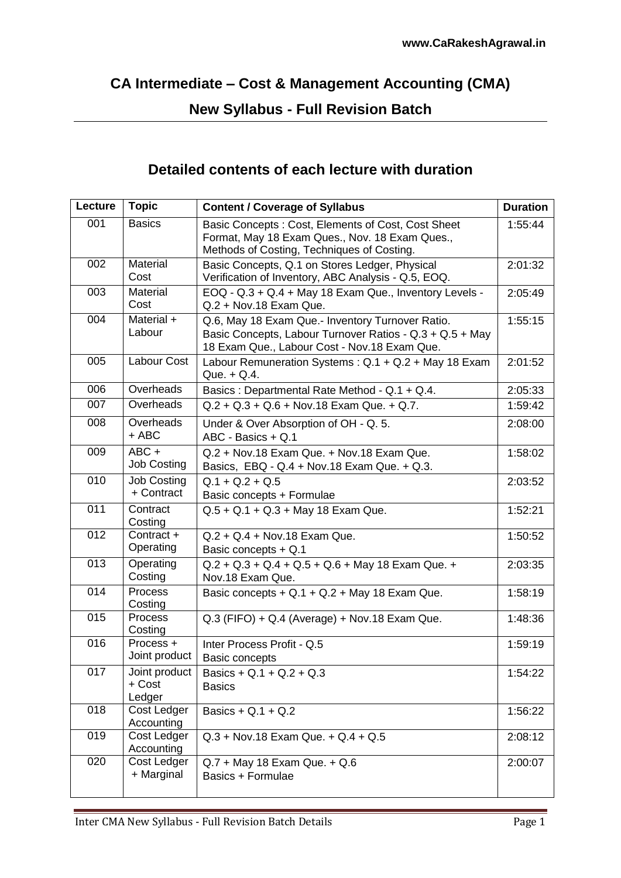**www.CaRakeshAgrawal.in**

# CA Intermediate – Cost & Management Accounting (CMA)

## New Syllabus - Full Revision Batch

## Detailed contents of each lecture with duration

| Lecture | Topic | Content / Coverage of Syllabus | Duration |
|---|---|---|---|
| 001 | Basics | Basic Concepts : Cost, Elements of Cost, Cost Sheet Format, May 18 Exam Ques., Nov. 18 Exam Ques., Methods of Costing, Techniques of Costing. | 1:55:44 |
| 002 | Material Cost | Basic Concepts, Q.1 on Stores Ledger, Physical Verification of Inventory, ABC Analysis - Q.5, EOQ. | 2:01:32 |
| 003 | Material Cost | EOQ - Q.3 + Q.4 + May 18 Exam Que., Inventory Levels - Q.2 + Nov.18 Exam Que. | 2:05:49 |
| 004 | Material + Labour | Q.6, May 18 Exam Que.- Inventory Turnover Ratio. Basic Concepts, Labour Turnover Ratios - Q.3 + Q.5 + May 18 Exam Que., Labour Cost - Nov.18 Exam Que. | 1:55:15 |
| 005 | Labour Cost | Labour Remuneration Systems : Q.1 + Q.2 + May 18 Exam Que. + Q.4. | 2:01:52 |
| 006 | Overheads | Basics : Departmental Rate Method - Q.1 + Q.4. | 2:05:33 |
| 007 | Overheads | Q.2 + Q.3 + Q.6 + Nov.18 Exam Que. + Q.7. | 1:59:42 |
| 008 | Overheads + ABC | Under & Over Absorption of OH - Q. 5. ABC - Basics + Q.1 | 2:08:00 |
| 009 | ABC + Job Costing | Q.2 + Nov.18 Exam Que. + Nov.18 Exam Que. Basics, EBQ - Q.4 + Nov.18 Exam Que. + Q.3. | 1:58:02 |
| 010 | Job Costing + Contract | Q.1 + Q.2 + Q.5 Basic concepts + Formulae | 2:03:52 |
| 011 | Contract Costing | Q.5 + Q.1 + Q.3 + May 18 Exam Que. | 1:52:21 |
| 012 | Contract + Operating | Q.2 + Q.4 + Nov.18 Exam Que. Basic concepts + Q.1 | 1:50:52 |
| 013 | Operating Costing | Q.2 + Q.3 + Q.4 + Q.5 + Q.6 + May 18 Exam Que. + Nov.18 Exam Que. | 2:03:35 |
| 014 | Process Costing | Basic concepts + Q.1 + Q.2 + May 18 Exam Que. | 1:58:19 |
| 015 | Process Costing | Q.3 (FIFO) + Q.4 (Average) + Nov.18 Exam Que. | 1:48:36 |
| 016 | Process + Joint product | Inter Process Profit - Q.5 Basic concepts | 1:59:19 |
| 017 | Joint product + Cost Ledger | Basics + Q.1 + Q.2 + Q.3 Basics | 1:54:22 |
| 018 | Cost Ledger Accounting | Basics + Q.1 + Q.2 | 1:56:22 |
| 019 | Cost Ledger Accounting | Q.3 + Nov.18 Exam Que. + Q.4 + Q.5 | 2:08:12 |
| 020 | Cost Ledger + Marginal | Q.7 + May 18 Exam Que. + Q.6 Basics + Formulae | 2:00:07 |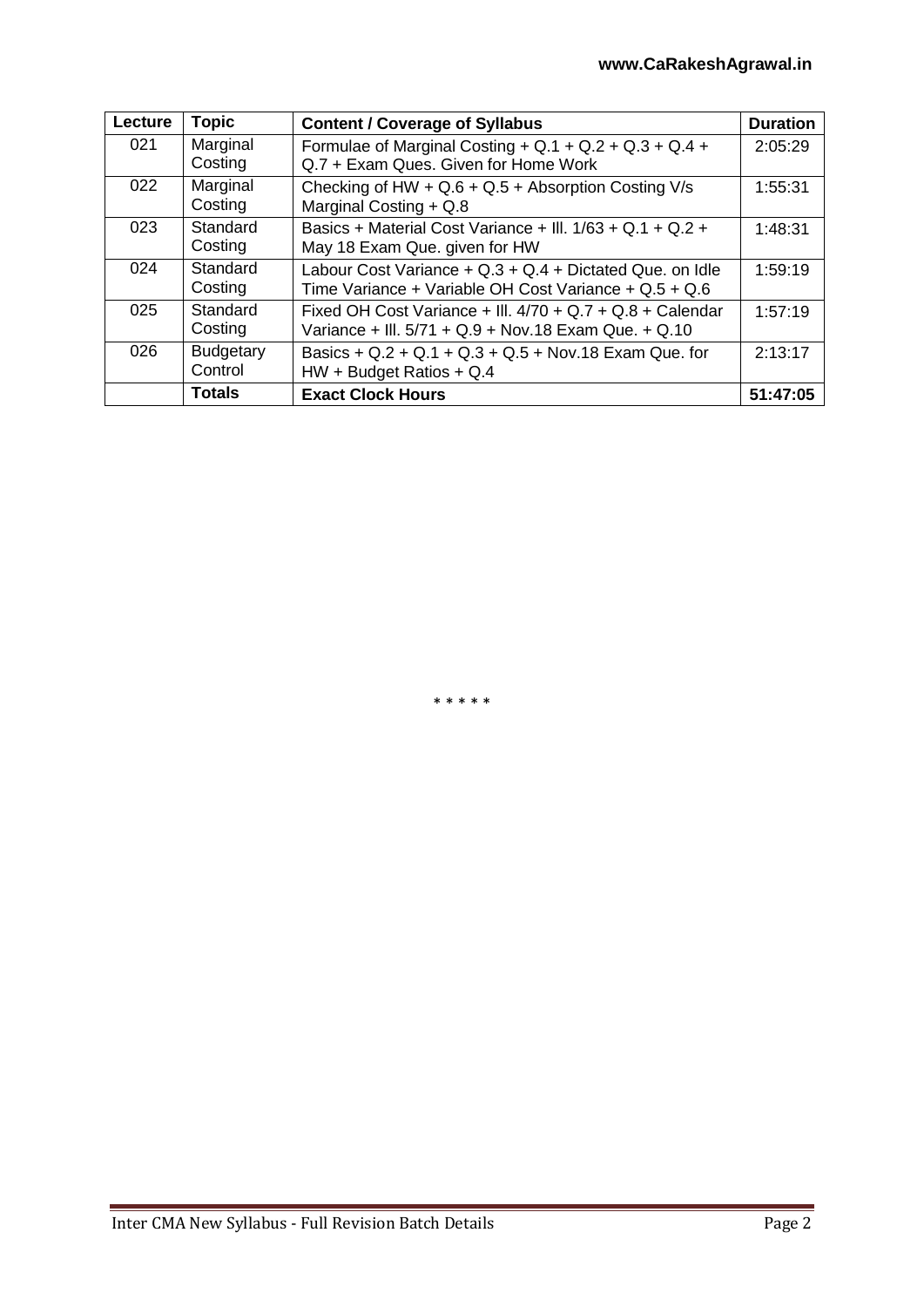| Lecture | Topic | Content / Coverage of Syllabus | Duration |
|---|---|---|---|
| 021 | Marginal Costing | Formulae of Marginal Costing + Q.1 + Q.2 + Q.3 + Q.4 + Q.7 + Exam Ques. Given for Home Work | 2:05:29 |
| 022 | Marginal Costing | Checking of HW + Q.6 + Q.5 + Absorption Costing V/s Marginal Costing + Q.8 | 1:55:31 |
| 023 | Standard Costing | Basics + Material Cost Variance + Ill. 1/63 + Q.1 + Q.2 + May 18 Exam Que. given for HW | 1:48:31 |
| 024 | Standard Costing | Labour Cost Variance + Q.3 + Q.4 + Dictated Que. on Idle Time Variance + Variable OH Cost Variance + Q.5 + Q.6 | 1:59:19 |
| 025 | Standard Costing | Fixed OH Cost Variance + Ill. 4/70 + Q.7 + Q.8 + Calendar Variance + Ill. 5/71 + Q.9 + Nov.18 Exam Que. + Q.10 | 1:57:19 |
| 026 | Budgetary Control | Basics + Q.2 + Q.1 + Q.3 + Q.5 + Nov.18 Exam Que. for HW + Budget Ratios + Q.4 | 2:13:17 |
| | **Totals** | **Exact Clock Hours** | **51:47:05** |

* * * * *